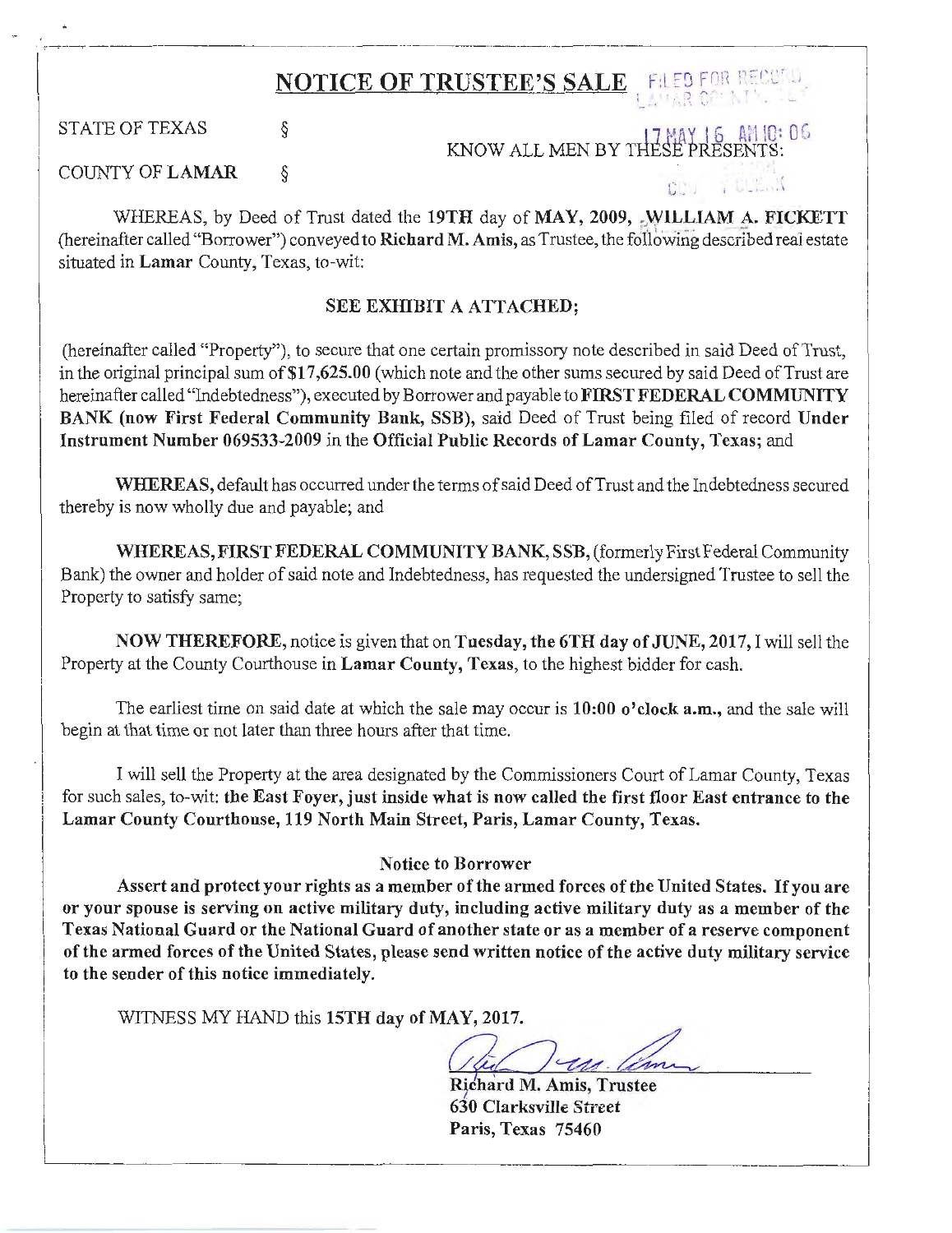# NOTICE OF TRUSTEE'S SALE

FILED FOR RECORD
LAMAR COUNTY, TX

17 MAY 16 AM 10:06

STATE OF TEXAS §
KNOW ALL MEN BY THESE PRESENTS:
COUNTY OF **LAMAR** §

WHEREAS, by Deed of Trust dated the **19TH** day of **MAY, 2009, WILLIAM A. FICKETT** (hereinafter called "Borrower") conveyed to **Richard M. Amis**, as Trustee, the following described real estate situated in **Lamar** County, Texas, to-wit:

**SEE EXHIBIT A ATTACHED;**

(hereinafter called "Property"), to secure that one certain promissory note described in said Deed of Trust, in the original principal sum of **$17,625.00** (which note and the other sums secured by said Deed of Trust are hereinafter called "Indebtedness"), executed by Borrower and payable to **FIRST FEDERAL COMMUNITY BANK (now First Federal Community Bank, SSB)**, said Deed of Trust being filed of record **Under Instrument Number 069533-2009** in the **Official Public Records of Lamar County, Texas;** and

**WHEREAS,** default has occurred under the terms of said Deed of Trust and the Indebtedness secured thereby is now wholly due and payable; and

**WHEREAS, FIRST FEDERAL COMMUNITY BANK, SSB,** (formerly First Federal Community Bank) the owner and holder of said note and Indebtedness, has requested the undersigned Trustee to sell the Property to satisfy same;

**NOW THEREFORE,** notice is given that on **Tuesday, the 6TH day of JUNE, 2017,** I will sell the Property at the County Courthouse in **Lamar County, Texas,** to the highest bidder for cash.

The earliest time on said date at which the sale may occur is **10:00 o'clock a.m.,** and the sale will begin at that time or not later than three hours after that time.

I will sell the Property at the area designated by the Commissioners Court of Lamar County, Texas for such sales, to-wit: **the East Foyer, just inside what is now called the first floor East entrance to the Lamar County Courthouse, 119 North Main Street, Paris, Lamar County, Texas.**

**Notice to Borrower**

**Assert and protect your rights as a member of the armed forces of the United States. If you are or your spouse is serving on active military duty, including active military duty as a member of the Texas National Guard or the National Guard of another state or as a member of a reserve component of the armed forces of the United States, please send written notice of the active duty military service to the sender of this notice immediately.**

WITNESS MY HAND this **15TH day of MAY, 2017.**

**Richard M. Amis, Trustee**
**630 Clarksville Street**
**Paris, Texas 75460**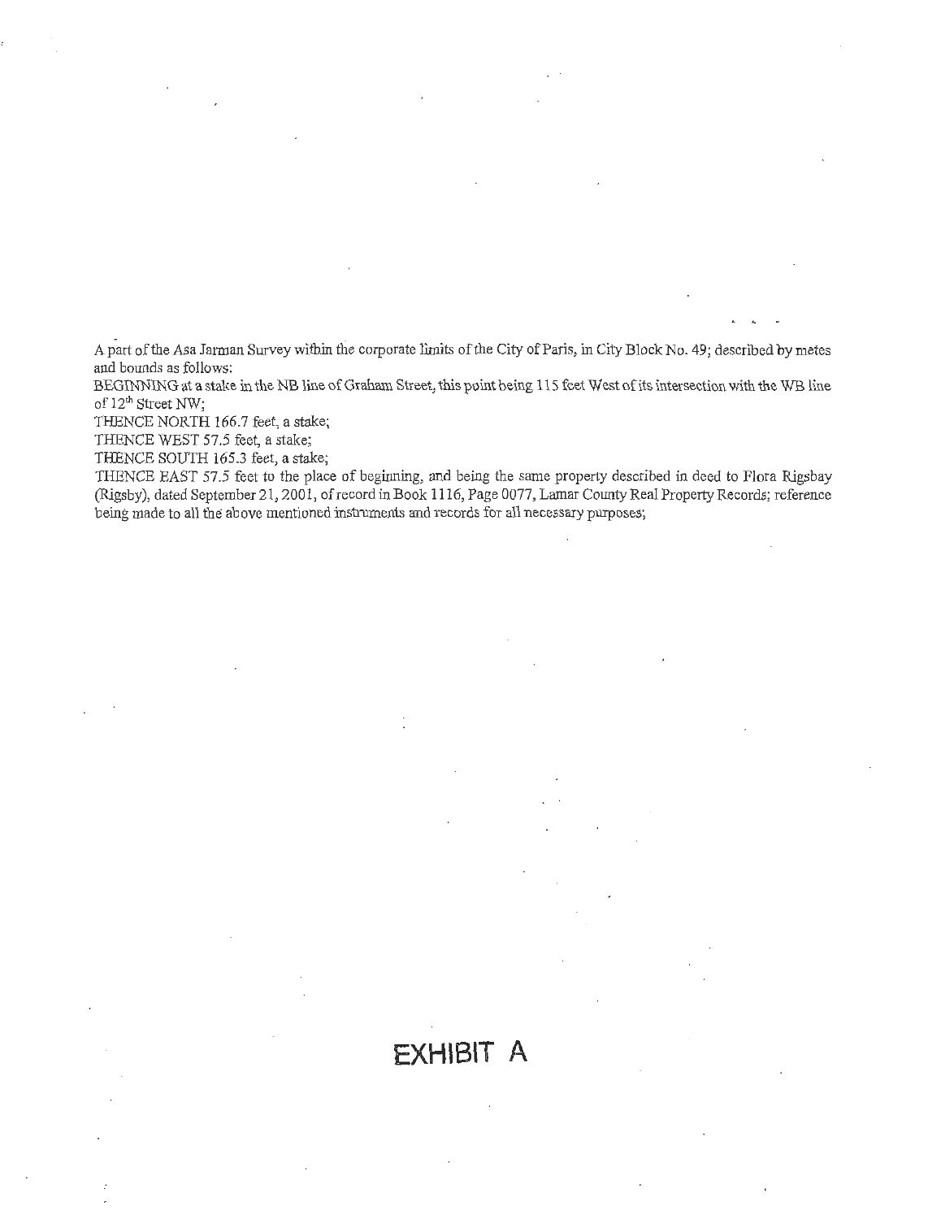A part of the Asa Jarman Survey within the corporate limits of the City of Paris, in City Block No. 49; described by metes and bounds as follows:

BEGINNING at a stake in the NB line of Graham Street, this point being 115 feet West of its intersection with the WB line of 12th Street NW;

THENCE NORTH 166.7 feet, a stake;

THENCE WEST 57.5 feet, a stake;

THENCE SOUTH 165.3 feet, a stake;

THENCE EAST 57.5 feet to the place of beginning, and being the same property described in deed to Flora Rigsbay (Rigsby), dated September 21, 2001, of record in Book 1116, Page 0077, Lamar County Real Property Records; reference being made to all the above mentioned instruments and records for all necessary purposes;

**EXHIBIT A**